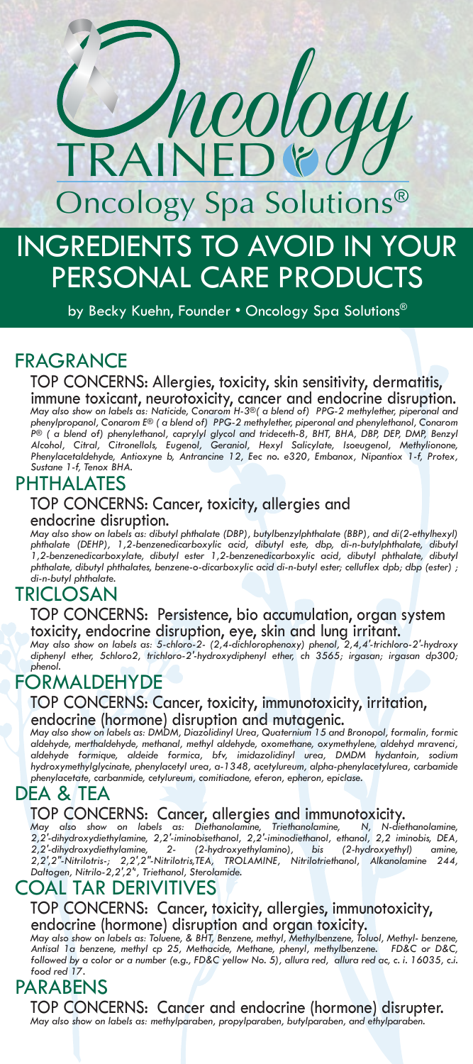# Oncology TRAINED

## Oncology Spa Solutions®

# INGREDIENTS TO AVOID IN YOUR PERSONAL CARE PRODUCTS

by Becky Kuehn, Founder • Oncology Spa Solutions®

## FRAGRANCE

### TOP CONCERNS: Allergies, toxicity, skin sensitivity, dermatitis, immune toxicant, neurotoxicity, cancer and endocrine disruption.

*May also show on labels as: Naticide, Conarom H-3®( a blend of) PPG-2 methylether, piperonal and phenylpropanol, Conarom E® ( a blend of) PPG-2 methylether, piperonal and phenylethanol, Conarom P® ( a blend of) phenylethanol, caprylyl glycol and trideceth-8, BHT, BHA, DBP, DEP, DMP, Benzyl Alcohol, Citral, Citronellols, Eugenol, Geraniol, Hexyl Salicylate, Isoeugenol, Methylionone, Phenylacetaldehyde, Antioxyne b, Antrancine 12, Eec no. e320, Embanox, Nipantiox 1-f, Protex, Sustane 1-f, Tenox BHA.*

## PHTHALATES

### TOP CONCERNS: Cancer, toxicity, allergies and endocrine disruption.

*May also show on labels as: dibutyl phthalate (DBP), butylbenzylphthalate (BBP), and di(2-ethylhexyl) phthalate (DEHP), 1,2-benzenedicarboxylic acid, dibutyl este, dbp, di-n-butylphthalate, dibutyl 1,2-benzenedicarboxylate, dibutyl ester 1,2-benzenedicarboxylic acid, dibutyl phthalate, dibutyl phthalate, dibutyl phthalates, benzene-o-dicarboxylic acid di-n-butyl ester; celluflex dpb; dbp (ester) ; di-n-butyl phthalate.*

## TRICLOSAN

### TOP CONCERNS: Persistence, bio accumulation, organ system toxicity, endocrine disruption, eye, skin and lung irritant.

*May also show on labels as: 5-chloro-2- (2,4-dichlorophenoxy) phenol, 2,4,4'-trichloro-2'-hydroxy diphenyl ether, 5chloro2, trichloro-2'-hydroxydiphenyl ether, ch 3565; irgasan; irgasan dp300; phenol.*

## FORMALDEHYDE

### TOP CONCERNS: Cancer, toxicity, immunotoxicity, irritation, endocrine (hormone) disruption and mutagenic.

*May also show on labels as: DMDM, Diazolidinyl Urea, Quaternium 15 and Bronopol, formalin, formic aldehyde, merthaldehyde, methanal, methyl aldehyde, oxomethane, oxymethylene, aldehyd mravenci, aldehyde formique, aldeide formica, bfv, imidazolidinyl urea, DMDM hydantoin, sodium hydroxymethylglycinate, phenylacetyl urea, a-1348, acetylureum, alpha-phenylacetylurea, carbamide phenylacetate, carbanmide, cetylureum, comitiadone, eferon, epheron, epiclase.*

## DEA & TEA

### TOP CONCERNS: Cancer, allergies and immunotoxicity.

*May also show on labels as: Diethanolamine, Triethanolamine, N, N-diethanolamine, 2,2'-dihydroxydiethylamine, 2,2'-iminobisethanol, 2,2'-iminodiethanol, ethanol, 2,2 iminobis, DEA, 2,2'-dihydroxydiethylamine, 2- (2-hydroxyethylamino), bis (2-hydroxyethyl) amine, 2,2',2"-Nitrilotris-; 2,2',2"-Nitrilotris,TEA, TROLAMINE, Nitrilotriethanol, Alkanolamine 244, Daltogen, Nitrilo-2,2',2", Triethanol, Sterolamide.*

## COAL TAR DERIVITIVES

### TOP CONCERNS: Cancer, toxicity, allergies, immunotoxicity, endocrine (hormone) disruption and organ toxicity.

*May also show on labels as: Toluene, & BHT, Benzene, methyl, Methylbenzene, Toluol, Methyl- benzene, Antisal 1a benzene, methyl cp 25, Methacide, Methane, phenyl, methylbenzene. FD&C or D&C, followed by a color or a number (e.g., FD&C yellow No. 5), allura red, allura red ac, c. i. 16035, c.i. food red 17.*

## PARABENS

### TOP CONCERNS: Cancer and endocrine (hormone) disrupter.

*May also show on labels as: methylparaben, propylparaben, butylparaben, and ethylparaben.*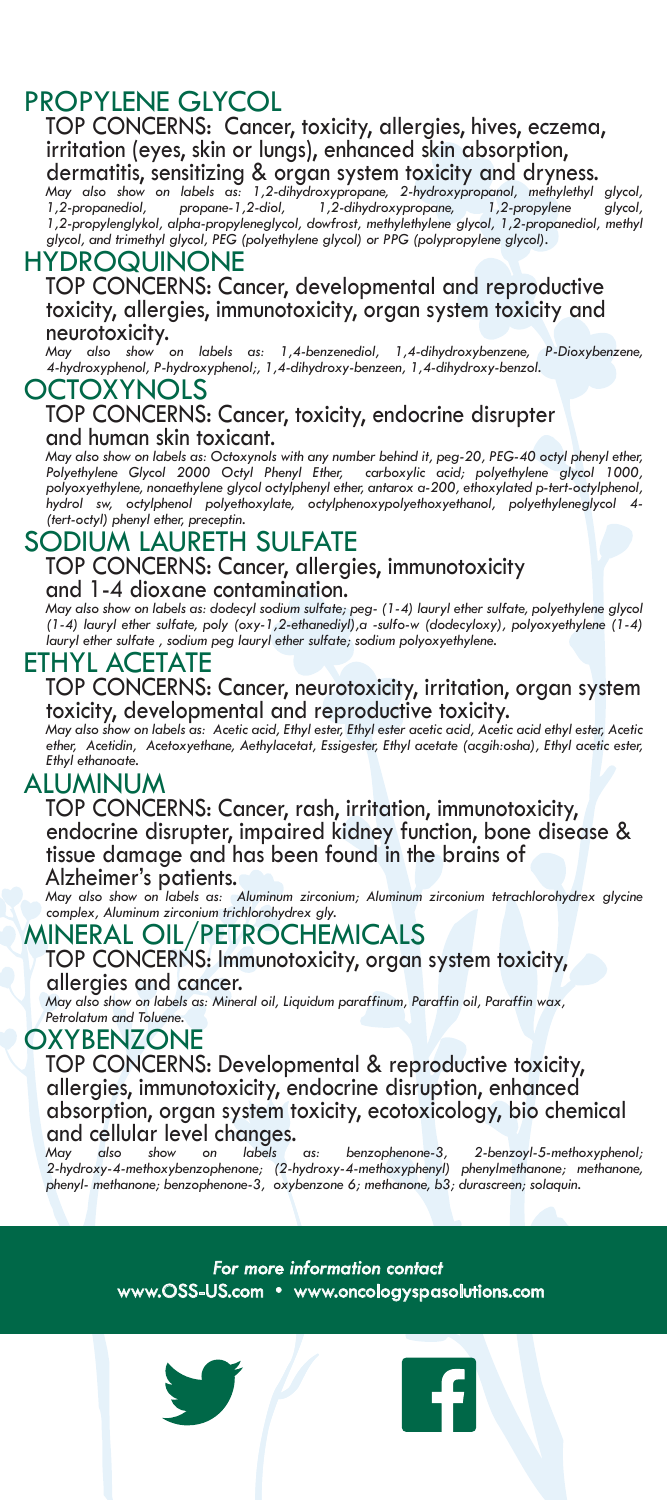## PROPYLENE GLYCOL

TOP CONCERNS: Cancer, toxicity, allergies, hives, eczema, irritation (eyes, skin or lungs), enhanced skin absorption, dermatitis, sensitizing & organ system toxicity and dryness.

*May also show on labels as: 1,2-dihydroxypropane, 2-hydroxypropanol, methylethyl glycol, 1,2-propanediol, propane-1,2-diol, 1,2-dihydroxypropane, 1,2-propylene glycol, 1,2-propylenglykol, alpha-propyleneglycol, dowfrost, methylethylene glycol, 1,2-propanediol, methyl glycol, and trimethyl glycol, PEG (polyethylene glycol) or PPG (polypropylene glycol).*

## HYDROQUINONE

TOP CONCERNS: Cancer, developmental and reproductive toxicity, allergies, immunotoxicity, organ system toxicity and neurotoxicity.

*May also show on labels as: 1,4-benzenediol, 1,4-dihydroxybenzene, P-Dioxybenzene, 4-hydroxyphenol, P-hydroxyphenol;, 1,4-dihydroxy-benzeen, 1,4-dihydroxy-benzol.*

## OCTOXYNOLS

TOP CONCERNS: Cancer, toxicity, endocrine disrupter and human skin toxicant.

*May also show on labels as: Octoxynols with any number behind it, peg-20, PEG-40 octyl phenyl ether, Polyethylene Glycol 2000 Octyl Phenyl Ether, carboxylic acid; polyethylene glycol 1000, polyoxyethylene, nonaethylene glycol octylphenyl ether, antarox a-200, ethoxylated p-tert-octylphenol, hydrol sw, octylphenol polyethoxylate, octylphenoxypolyethoxyethanol, polyethyleneglycol 4-(tert-octyl) phenyl ether, preceptin.*

## SODIUM LAURETH SULFATE

TOP CONCERNS: Cancer, allergies, immunotoxicity and 1-4 dioxane contamination.

*May also show on labels as: dodecyl sodium sulfate; peg- (1-4) lauryl ether sulfate, polyethylene glycol (1-4) lauryl ether sulfate, poly (oxy-1,2-ethanediyl),a -sulfo-w (dodecyloxy), polyoxyethylene (1-4) lauryl ether sulfate , sodium peg lauryl ether sulfate; sodium polyoxyethylene.*

## ETHYL ACETATE

TOP CONCERNS: Cancer, neurotoxicity, irritation, organ system toxicity, developmental and reproductive toxicity.

*May also show on labels as: Acetic acid, Ethyl ester, Ethyl ester acetic acid, Acetic acid ethyl ester, Acetic ether, Acetidin, Acetoxyethane, Aethylacetat, Essigester, Ethyl acetate (acgih:osha), Ethyl acetic ester, Ethyl ethanoate.*

## ALUMINUM

TOP CONCERNS: Cancer, rash, irritation, immunotoxicity, endocrine disrupter, impaired kidney function, bone disease & tissue damage and has been found in the brains of Alzheimer's patients.

*May also show on labels as: Aluminum zirconium; Aluminum zirconium tetrachlorohydrex glycine complex, Aluminum zirconium trichlorohydrex gly.*

## MINERAL OIL/PETROCHEMICALS

TOP CONCERNS: Immunotoxicity, organ system toxicity, allergies and cancer.

*May also show on labels as: Mineral oil, Liquidum paraffinum, Paraffin oil, Paraffin wax, Petrolatum and Toluene.*

## OXYBENZONE

TOP CONCERNS: Developmental & reproductive toxicity, allergies, immunotoxicity, endocrine disruption, enhanced absorption, organ system toxicity, ecotoxicology, bio chemical and cellular level changes.

*May also show on labels as: benzophenone-3, 2-benzoyl-5-methoxyphenol; 2-hydroxy-4-methoxybenzophenone; (2-hydroxy-4-methoxyphenyl) phenylmethanone; methanone, phenyl- methanone; benzophenone-3, oxybenzone 6; methanone, b3; durascreen; solaquin.*

*For more information contact*

www.OSS-US.com • www.oncologyspasolutions.com